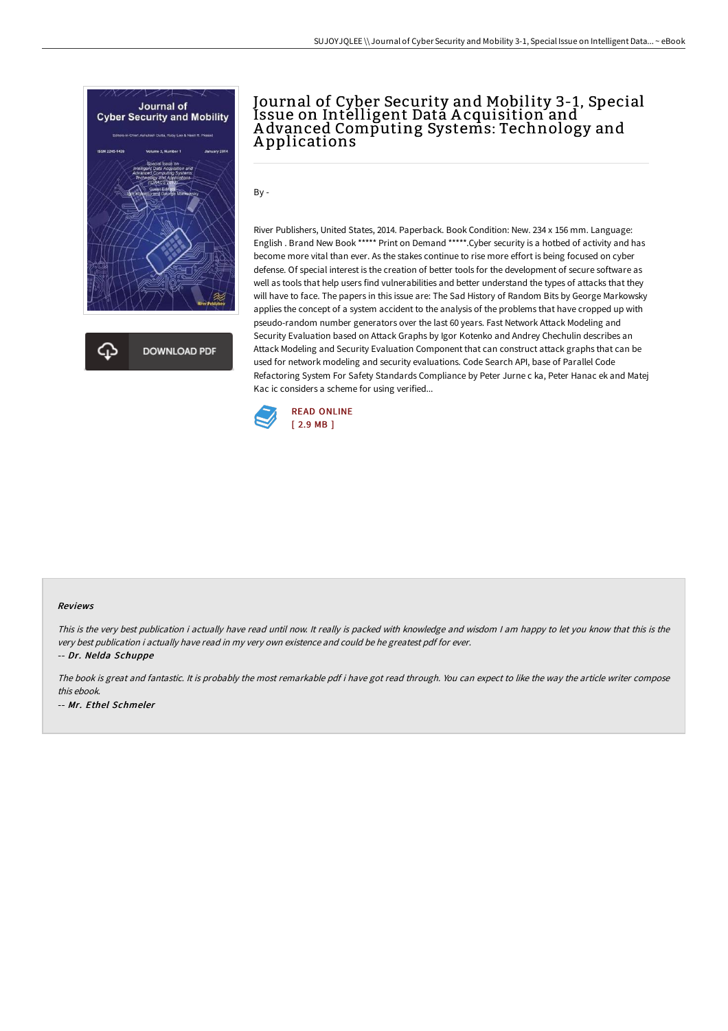# Journal of Cyber Security and Mobility 3-1, Special Issue on Intelligent Data Acquisition and Advanced Computing Systems: Technology and Applications

By -

River Publishers, United States, 2014. Paperback. Book Condition: New. 234 x 156 mm. Language: English . Brand New Book ***** Print on Demand *****.Cyber security is a hotbed of activity and has become more vital than ever. As the stakes continue to rise more effort is being focused on cyber defense. Of special interest is the creation of better tools for the development of secure software as well as tools that help users find vulnerabilities and better understand the types of attacks that they will have to face. The papers in this issue are: The Sad History of Random Bits by George Markowsky applies the concept of a system accident to the analysis of the problems that have cropped up with pseudo-random number generators over the last 60 years. Fast Network Attack Modeling and Security Evaluation based on Attack Graphs by Igor Kotenko and Andrey Chechulin describes an Attack Modeling and Security Evaluation Component that can construct attack graphs that can be used for network modeling and security evaluations. Code Search API, base of Parallel Code Refactoring System For Safety Standards Compliance by Peter Jurne c ka, Peter Hanac ek and Matej Kac ic considers a scheme for using verified...

DOWNLOAD PDF

READ ONLINE
[ 2.9 MB ]

### Reviews

*This is the very best publication i actually have read until now. It really is packed with knowledge and wisdom I am happy to let you know that this is the very best publication i actually have read in my very own existence and could be he greatest pdf for ever.*

*-- Dr. Nelda Schuppe*

*The book is great and fantastic. It is probably the most remarkable pdf i have got read through. You can expect to like the way the article writer compose this ebook.*

*-- Mr. Ethel Schmeler*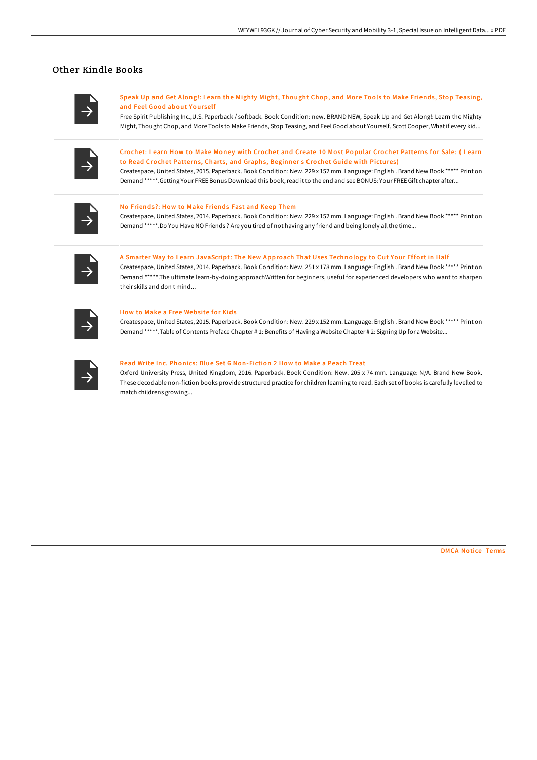## Other Kindle Books

**Speak Up and Get Along!: Learn the Mighty Might, Thought Chop, and More Tools to Make Friends, Stop Teasing, and Feel Good about Yourself**

Free Spirit Publishing Inc.,U.S. Paperback / softback. Book Condition: new. BRAND NEW, Speak Up and Get Along!: Learn the Mighty Might, Thought Chop, and More Tools to Make Friends, Stop Teasing, and Feel Good about Yourself, Scott Cooper, What if every kid...

**Crochet: Learn How to Make Money with Crochet and Create 10 Most Popular Crochet Patterns for Sale: ( Learn to Read Crochet Patterns, Charts, and Graphs, Beginner s Crochet Guide with Pictures)**

Createspace, United States, 2015. Paperback. Book Condition: New. 229 x 152 mm. Language: English . Brand New Book ***** Print on Demand *****.Getting Your FREE Bonus Download this book, read it to the end and see BONUS: Your FREE Gift chapter after...

**No Friends?: How to Make Friends Fast and Keep Them**

Createspace, United States, 2014. Paperback. Book Condition: New. 229 x 152 mm. Language: English . Brand New Book ***** Print on Demand *****.Do You Have NO Friends ? Are you tired of not having any friend and being lonely all the time...

**A Smarter Way to Learn JavaScript: The New Approach That Uses Technology to Cut Your Effort in Half**

Createspace, United States, 2014. Paperback. Book Condition: New. 251 x 178 mm. Language: English . Brand New Book ***** Print on Demand *****.The ultimate learn-by-doing approachWritten for beginners, useful for experienced developers who want to sharpen their skills and don t mind...

**How to Make a Free Website for Kids**

Createspace, United States, 2015. Paperback. Book Condition: New. 229 x 152 mm. Language: English . Brand New Book ***** Print on Demand *****.Table of Contents Preface Chapter # 1: Benefits of Having a Website Chapter # 2: Signing Up for a Website...

**Read Write Inc. Phonics: Blue Set 6 Non-Fiction 2 How to Make a Peach Treat**

Oxford University Press, United Kingdom, 2016. Paperback. Book Condition: New. 205 x 74 mm. Language: N/A. Brand New Book. These decodable non-fiction books provide structured practice for children learning to read. Each set of books is carefully levelled to match childrens growing...

DMCA Notice | Terms